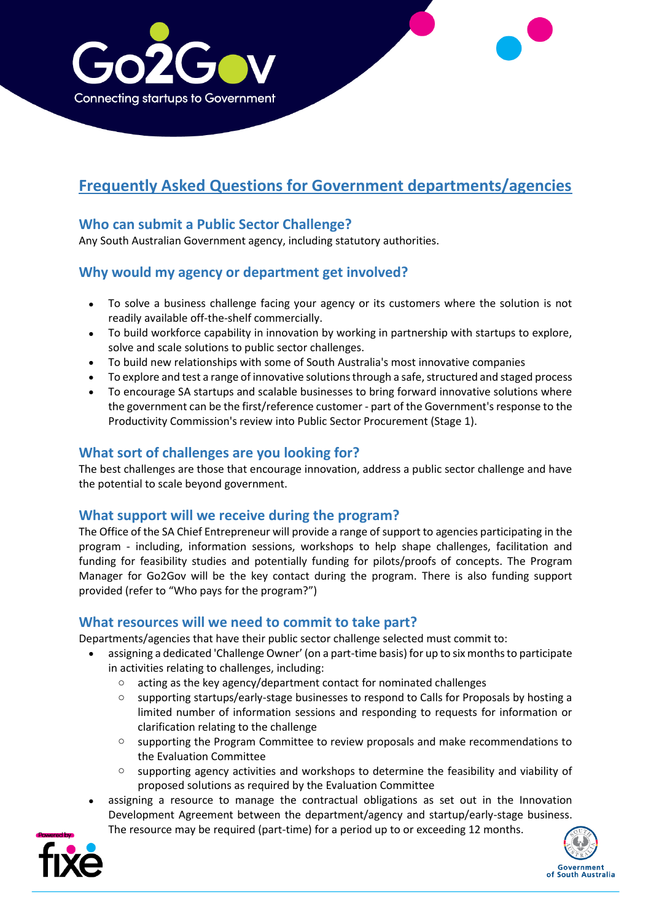Go2Gov

Connecting startups to Government

# Frequently Asked Questions for Government departments/agencies

## Who can submit a Public Sector Challenge?

Any South Australian Government agency, including statutory authorities.

## Why would my agency or department get involved?

- To solve a business challenge facing your agency or its customers where the solution is not readily available off-the-shelf commercially.
- To build workforce capability in innovation by working in partnership with startups to explore, solve and scale solutions to public sector challenges.
- To build new relationships with some of South Australia's most innovative companies
- To explore and test a range of innovative solutions through a safe, structured and staged process
- To encourage SA startups and scalable businesses to bring forward innovative solutions where the government can be the first/reference customer - part of the Government's response to the Productivity Commission's review into Public Sector Procurement (Stage 1).

## What sort of challenges are you looking for?

The best challenges are those that encourage innovation, address a public sector challenge and have the potential to scale beyond government.

## What support will we receive during the program?

The Office of the SA Chief Entrepreneur will provide a range of support to agencies participating in the program - including, information sessions, workshops to help shape challenges, facilitation and funding for feasibility studies and potentially funding for pilots/proofs of concepts. The Program Manager for Go2Gov will be the key contact during the program. There is also funding support provided (refer to "Who pays for the program?")

## What resources will we need to commit to take part?

Departments/agencies that have their public sector challenge selected must commit to:

- assigning a dedicated 'Challenge Owner' (on a part-time basis) for up to six months to participate in activities relating to challenges, including:
  - acting as the key agency/department contact for nominated challenges
  - supporting startups/early-stage businesses to respond to Calls for Proposals by hosting a limited number of information sessions and responding to requests for information or clarification relating to the challenge
  - supporting the Program Committee to review proposals and make recommendations to the Evaluation Committee
  - supporting agency activities and workshops to determine the feasibility and viability of proposed solutions as required by the Evaluation Committee
- assigning a resource to manage the contractual obligations as set out in the Innovation Development Agreement between the department/agency and startup/early-stage business. The resource may be required (part-time) for a period up to or exceeding 12 months.

Powered by fixe

Government of South Australia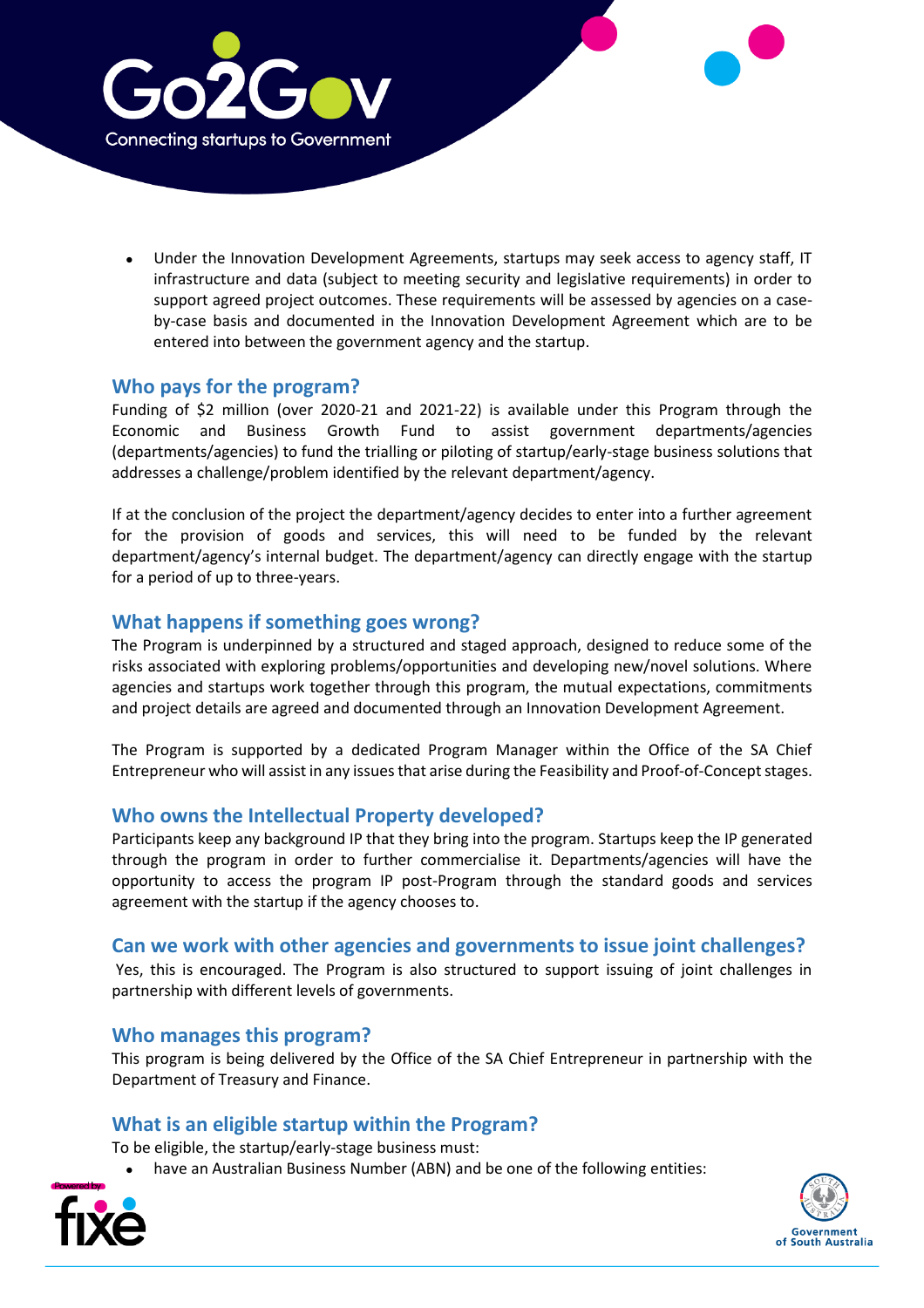- Under the Innovation Development Agreements, startups may seek access to agency staff, IT infrastructure and data (subject to meeting security and legislative requirements) in order to support agreed project outcomes. These requirements will be assessed by agencies on a case-by-case basis and documented in the Innovation Development Agreement which are to be entered into between the government agency and the startup.

## Who pays for the program?

Funding of $2 million (over 2020-21 and 2021-22) is available under this Program through the Economic and Business Growth Fund to assist government departments/agencies (departments/agencies) to fund the trialling or piloting of startup/early-stage business solutions that addresses a challenge/problem identified by the relevant department/agency.

If at the conclusion of the project the department/agency decides to enter into a further agreement for the provision of goods and services, this will need to be funded by the relevant department/agency's internal budget. The department/agency can directly engage with the startup for a period of up to three-years.

## What happens if something goes wrong?

The Program is underpinned by a structured and staged approach, designed to reduce some of the risks associated with exploring problems/opportunities and developing new/novel solutions. Where agencies and startups work together through this program, the mutual expectations, commitments and project details are agreed and documented through an Innovation Development Agreement.

The Program is supported by a dedicated Program Manager within the Office of the SA Chief Entrepreneur who will assist in any issues that arise during the Feasibility and Proof-of-Concept stages.

## Who owns the Intellectual Property developed?

Participants keep any background IP that they bring into the program. Startups keep the IP generated through the program in order to further commercialise it. Departments/agencies will have the opportunity to access the program IP post-Program through the standard goods and services agreement with the startup if the agency chooses to.

## Can we work with other agencies and governments to issue joint challenges?

Yes, this is encouraged. The Program is also structured to support issuing of joint challenges in partnership with different levels of governments.

## Who manages this program?

This program is being delivered by the Office of the SA Chief Entrepreneur in partnership with the Department of Treasury and Finance.

## What is an eligible startup within the Program?

To be eligible, the startup/early-stage business must:

- have an Australian Business Number (ABN) and be one of the following entities: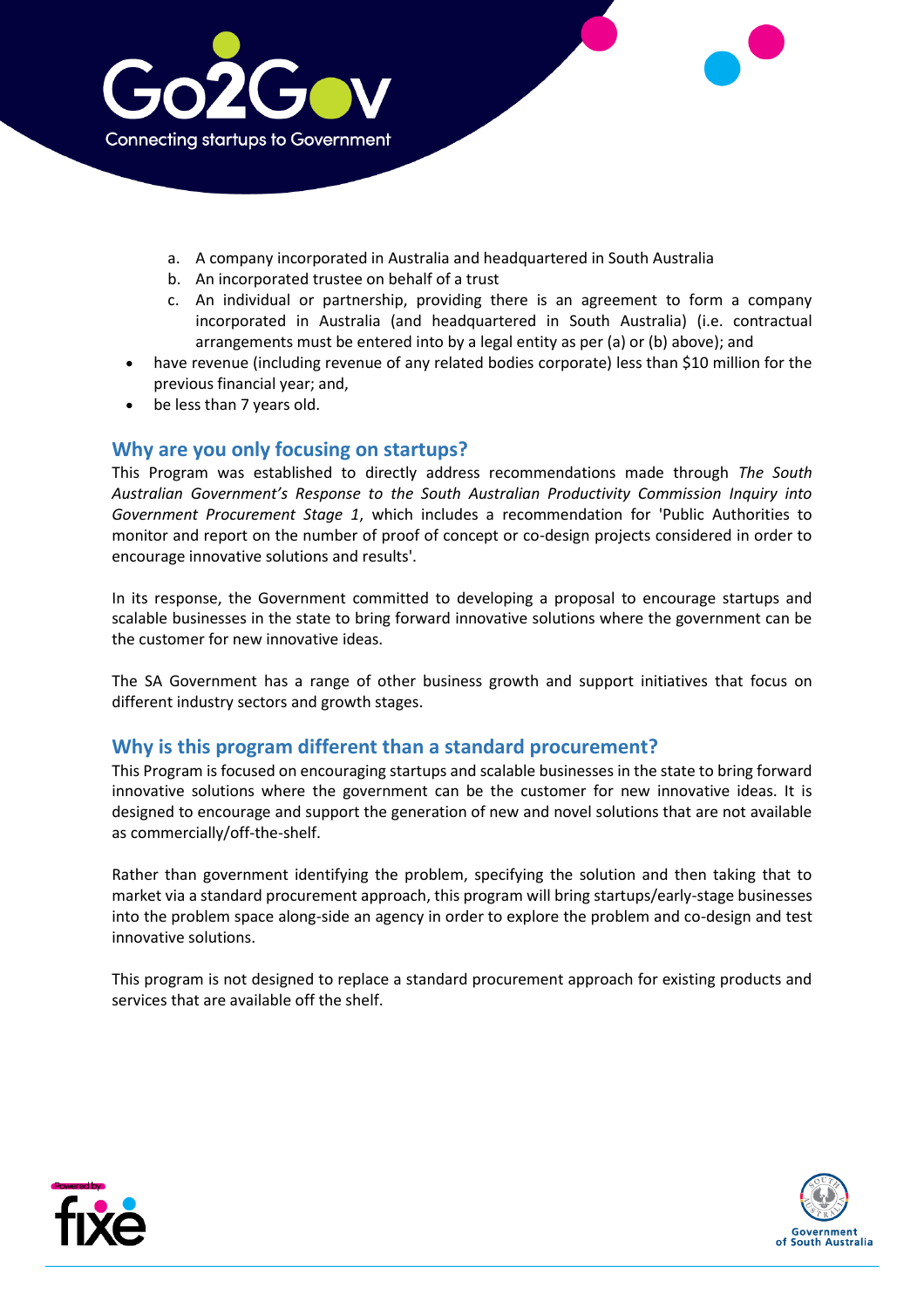a. A company incorporated in Australia and headquartered in South Australia
   b. An incorporated trustee on behalf of a trust
   c. An individual or partnership, providing there is an agreement to form a company incorporated in Australia (and headquartered in South Australia) (i.e. contractual arrangements must be entered into by a legal entity as per (a) or (b) above); and

- have revenue (including revenue of any related bodies corporate) less than $10 million for the previous financial year; and,
- be less than 7 years old.

## Why are you only focusing on startups?

This Program was established to directly address recommendations made through *The South Australian Government's Response to the South Australian Productivity Commission Inquiry into Government Procurement Stage 1*, which includes a recommendation for 'Public Authorities to monitor and report on the number of proof of concept or co-design projects considered in order to encourage innovative solutions and results'.

In its response, the Government committed to developing a proposal to encourage startups and scalable businesses in the state to bring forward innovative solutions where the government can be the customer for new innovative ideas.

The SA Government has a range of other business growth and support initiatives that focus on different industry sectors and growth stages.

## Why is this program different than a standard procurement?

This Program is focused on encouraging startups and scalable businesses in the state to bring forward innovative solutions where the government can be the customer for new innovative ideas. It is designed to encourage and support the generation of new and novel solutions that are not available as commercially/off-the-shelf.

Rather than government identifying the problem, specifying the solution and then taking that to market via a standard procurement approach, this program will bring startups/early-stage businesses into the problem space along-side an agency in order to explore the problem and co-design and test innovative solutions.

This program is not designed to replace a standard procurement approach for existing products and services that are available off the shelf.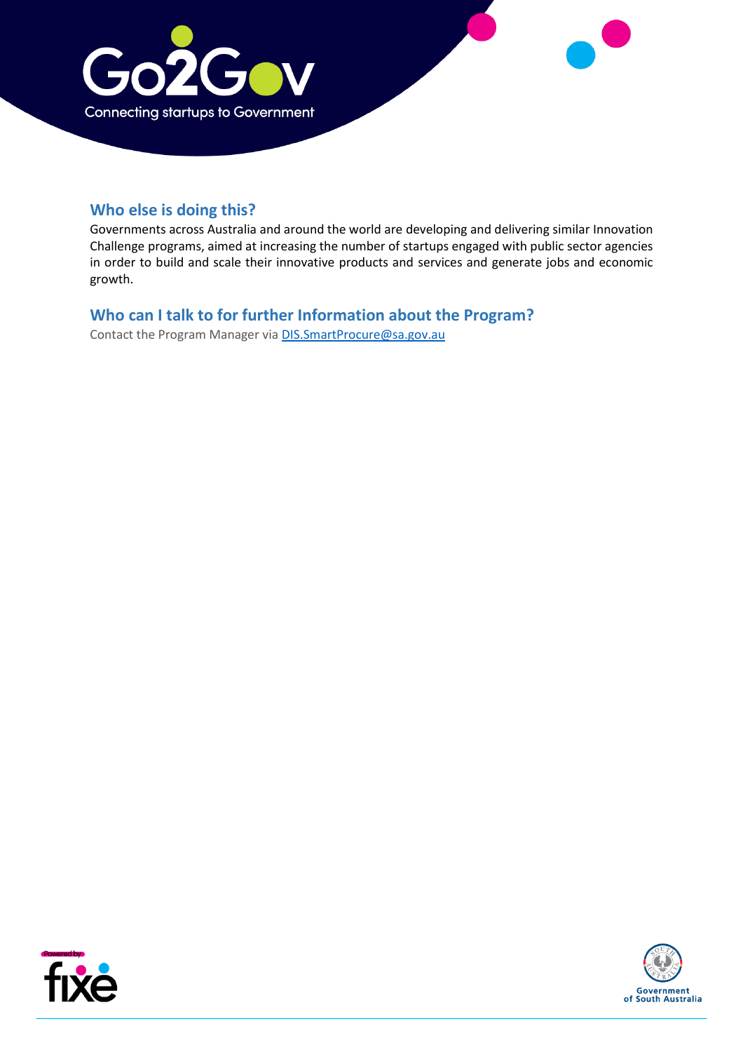## Who else is doing this?

Governments across Australia and around the world are developing and delivering similar Innovation Challenge programs, aimed at increasing the number of startups engaged with public sector agencies in order to build and scale their innovative products and services and generate jobs and economic growth.

## Who can I talk to for further Information about the Program?

Contact the Program Manager via DIS.SmartProcure@sa.gov.au